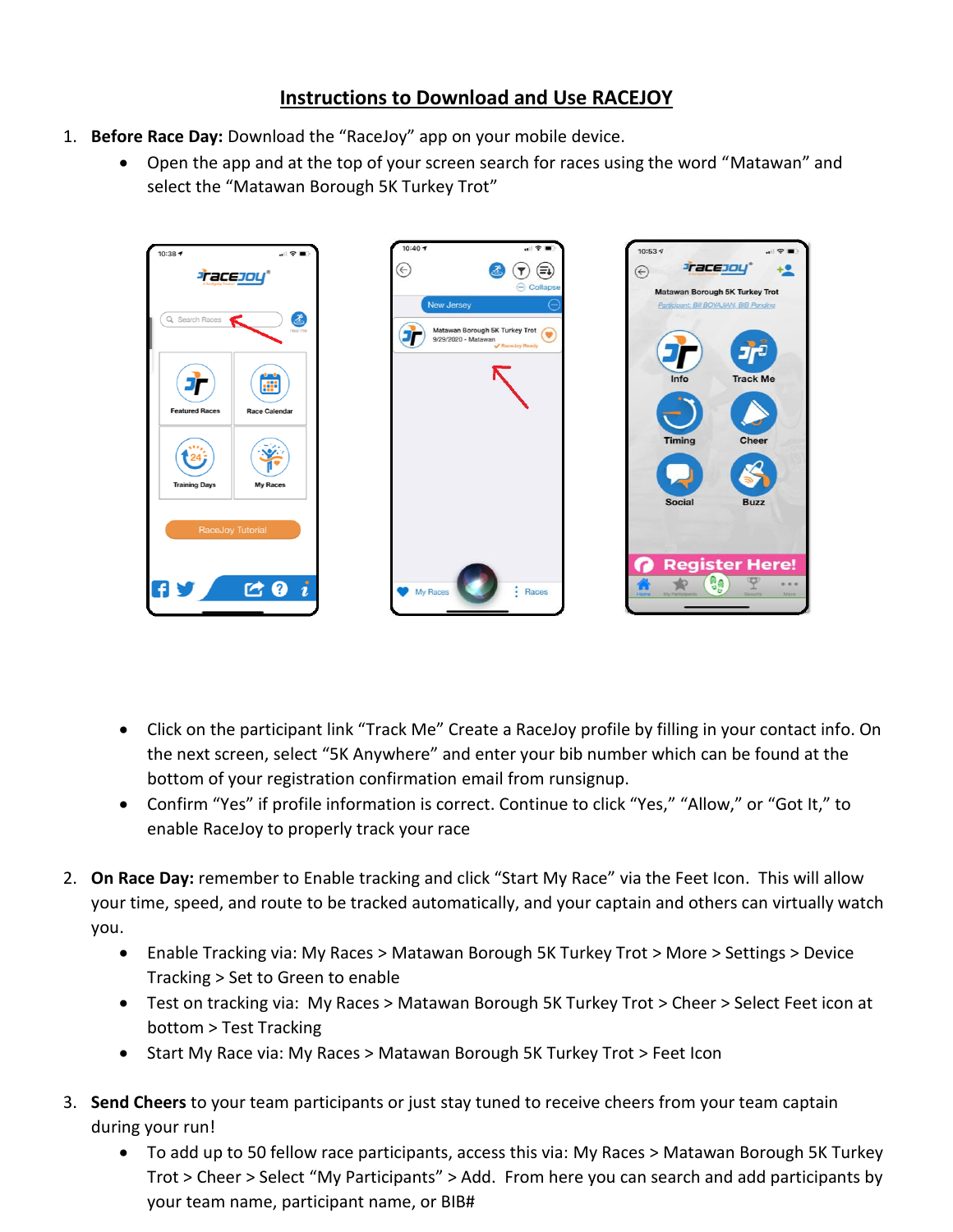# Instructions to Download and Use RACEJOY

1. **Before Race Day:** Download the “RaceJoy” app on your mobile device.
   - Open the app and at the top of your screen search for races using the word “Matawan” and select the “Matawan Borough 5K Turkey Trot”
   - Click on the participant link “Track Me” Create a RaceJoy profile by filling in your contact info. On the next screen, select “5K Anywhere” and enter your bib number which can be found at the bottom of your registration confirmation email from runsignup.
   - Confirm “Yes” if profile information is correct. Continue to click “Yes,” “Allow,” or “Got It,” to enable RaceJoy to properly track your race

2. **On Race Day:** remember to Enable tracking and click “Start My Race” via the Feet Icon. This will allow your time, speed, and route to be tracked automatically, and your captain and others can virtually watch you.
   - Enable Tracking via: My Races > Matawan Borough 5K Turkey Trot > More > Settings > Device Tracking > Set to Green to enable
   - Test on tracking via: My Races > Matawan Borough 5K Turkey Trot > Cheer > Select Feet icon at bottom > Test Tracking
   - Start My Race via: My Races > Matawan Borough 5K Turkey Trot > Feet Icon

3. **Send Cheers** to your team participants or just stay tuned to receive cheers from your team captain during your run!
   - To add up to 50 fellow race participants, access this via: My Races > Matawan Borough 5K Turkey Trot > Cheer > Select “My Participants” > Add. From here you can search and add participants by your team name, participant name, or BIB#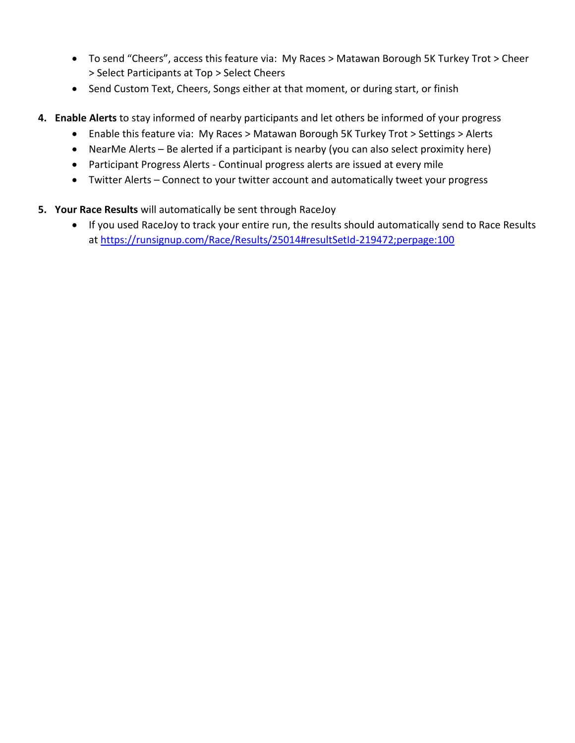- To send "Cheers", access this feature via: My Races > Matawan Borough 5K Turkey Trot > Cheer > Select Participants at Top > Select Cheers
- Send Custom Text, Cheers, Songs either at that moment, or during start, or finish

4. **Enable Alerts** to stay informed of nearby participants and let others be informed of your progress
   - Enable this feature via: My Races > Matawan Borough 5K Turkey Trot > Settings > Alerts
   - NearMe Alerts – Be alerted if a participant is nearby (you can also select proximity here)
   - Participant Progress Alerts - Continual progress alerts are issued at every mile
   - Twitter Alerts – Connect to your twitter account and automatically tweet your progress

5. **Your Race Results** will automatically be sent through RaceJoy
   - If you used RaceJoy to track your entire run, the results should automatically send to Race Results at https://runsignup.com/Race/Results/25014#resultSetId-219472;perpage:100